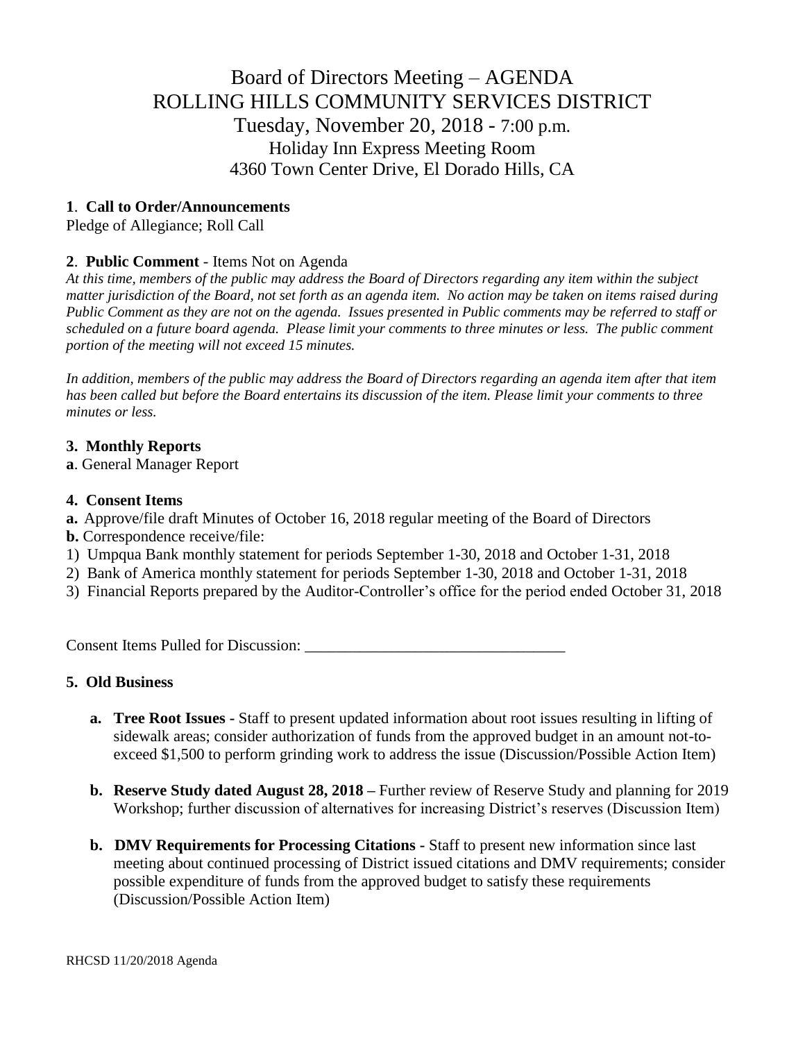# Board of Directors Meeting – AGENDA
# ROLLING HILLS COMMUNITY SERVICES DISTRICT
## Tuesday, November 20, 2018 - 7:00 p.m.
### Holiday Inn Express Meeting Room
### 4360 Town Center Drive, El Dorado Hills, CA

**1**. **Call to Order/Announcements**

Pledge of Allegiance; Roll Call

**2**. **Public Comment** - Items Not on Agenda

*At this time, members of the public may address the Board of Directors regarding any item within the subject matter jurisdiction of the Board, not set forth as an agenda item. No action may be taken on items raised during Public Comment as they are not on the agenda. Issues presented in Public comments may be referred to staff or scheduled on a future board agenda. Please limit your comments to three minutes or less. The public comment portion of the meeting will not exceed 15 minutes.*

*In addition, members of the public may address the Board of Directors regarding an agenda item after that item has been called but before the Board entertains its discussion of the item. Please limit your comments to three minutes or less.*

**3. Monthly Reports**

**a**. General Manager Report

**4. Consent Items**

**a.** Approve/file draft Minutes of October 16, 2018 regular meeting of the Board of Directors

**b.** Correspondence receive/file:

1) Umpqua Bank monthly statement for periods September 1-30, 2018 and October 1-31, 2018
2) Bank of America monthly statement for periods September 1-30, 2018 and October 1-31, 2018
3) Financial Reports prepared by the Auditor-Controller's office for the period ended October 31, 2018

Consent Items Pulled for Discussion: ________________________________

**5. Old Business**

- **a. Tree Root Issues -** Staff to present updated information about root issues resulting in lifting of sidewalk areas; consider authorization of funds from the approved budget in an amount not-to-exceed $1,500 to perform grinding work to address the issue (Discussion/Possible Action Item)

- **b. Reserve Study dated August 28, 2018 –** Further review of Reserve Study and planning for 2019 Workshop; further discussion of alternatives for increasing District's reserves (Discussion Item)

- **b. DMV Requirements for Processing Citations -** Staff to present new information since last meeting about continued processing of District issued citations and DMV requirements; consider possible expenditure of funds from the approved budget to satisfy these requirements (Discussion/Possible Action Item)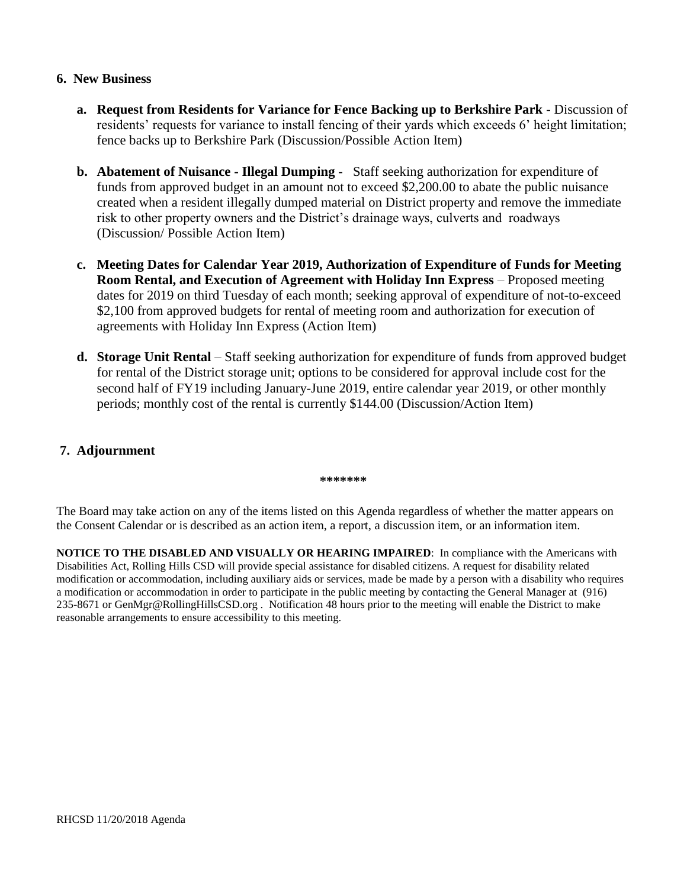## 6. New Business

- **a. Request from Residents for Variance for Fence Backing up to Berkshire Park** - Discussion of residents' requests for variance to install fencing of their yards which exceeds 6' height limitation; fence backs up to Berkshire Park (Discussion/Possible Action Item)

- **b. Abatement of Nuisance - Illegal Dumping** - Staff seeking authorization for expenditure of funds from approved budget in an amount not to exceed $2,200.00 to abate the public nuisance created when a resident illegally dumped material on District property and remove the immediate risk to other property owners and the District's drainage ways, culverts and roadways (Discussion/ Possible Action Item)

- **c. Meeting Dates for Calendar Year 2019, Authorization of Expenditure of Funds for Meeting Room Rental, and Execution of Agreement with Holiday Inn Express** – Proposed meeting dates for 2019 on third Tuesday of each month; seeking approval of expenditure of not-to-exceed $2,100 from approved budgets for rental of meeting room and authorization for execution of agreements with Holiday Inn Express (Action Item)

- **d. Storage Unit Rental** – Staff seeking authorization for expenditure of funds from approved budget for rental of the District storage unit; options to be considered for approval include cost for the second half of FY19 including January-June 2019, entire calendar year 2019, or other monthly periods; monthly cost of the rental is currently $144.00 (Discussion/Action Item)

## 7. Adjournment

*******

The Board may take action on any of the items listed on this Agenda regardless of whether the matter appears on the Consent Calendar or is described as an action item, a report, a discussion item, or an information item.

**NOTICE TO THE DISABLED AND VISUALLY OR HEARING IMPAIRED**: In compliance with the Americans with Disabilities Act, Rolling Hills CSD will provide special assistance for disabled citizens. A request for disability related modification or accommodation, including auxiliary aids or services, made be made by a person with a disability who requires a modification or accommodation in order to participate in the public meeting by contacting the General Manager at (916) 235-8671 or GenMgr@RollingHillsCSD.org . Notification 48 hours prior to the meeting will enable the District to make reasonable arrangements to ensure accessibility to this meeting.

RHCSD 11/20/2018 Agenda